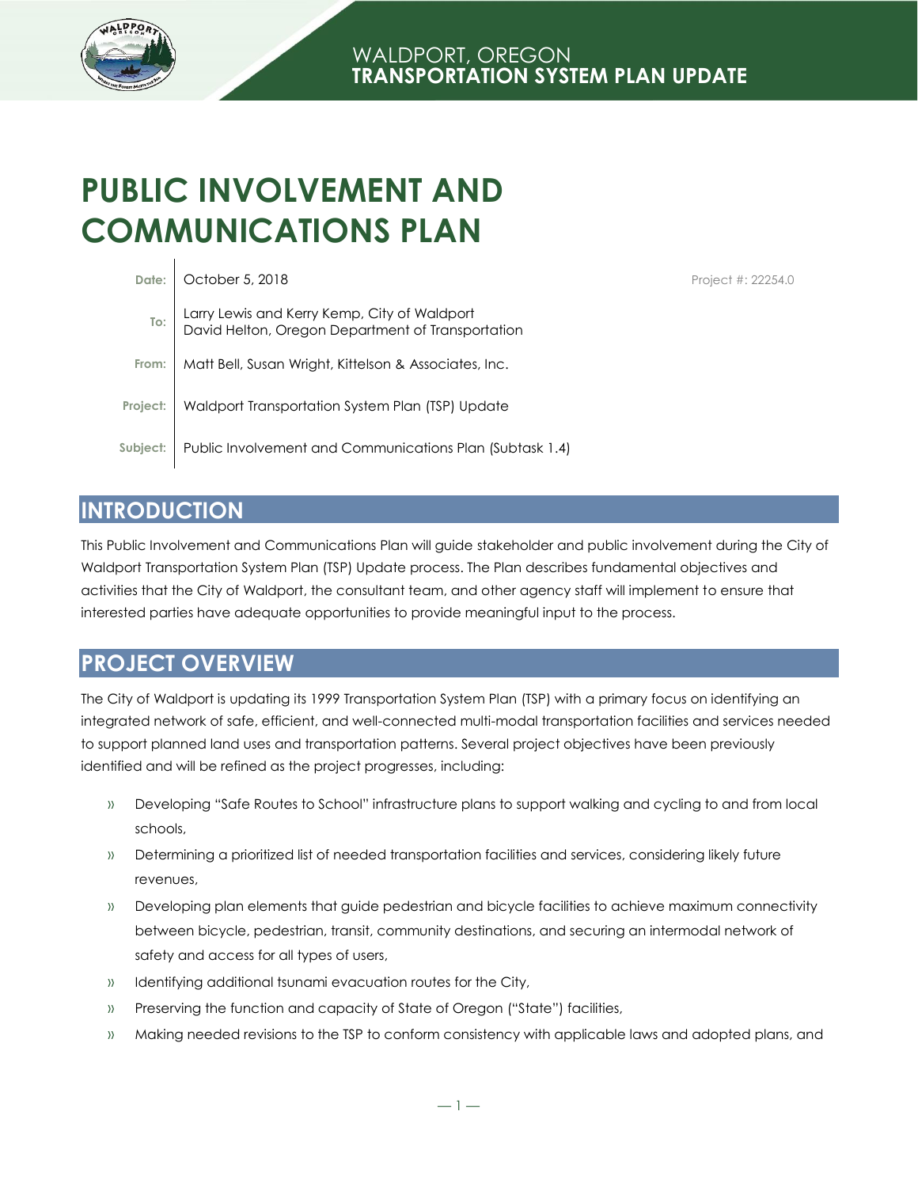WALDPORT, OREGON
**TRANSPORTATION SYSTEM PLAN UPDATE**

# PUBLIC INVOLVEMENT AND COMMUNICATIONS PLAN

| | | |
|---|---|---|
| **Date:** | October 5, 2018 | Project #: 22254.0 |
| **To:** | Larry Lewis and Kerry Kemp, City of Waldport<br>David Helton, Oregon Department of Transportation | |
| **From:** | Matt Bell, Susan Wright, Kittelson & Associates, Inc. | |
| **Project:** | Waldport Transportation System Plan (TSP) Update | |
| **Subject:** | Public Involvement and Communications Plan (Subtask 1.4) | |

## INTRODUCTION

This Public Involvement and Communications Plan will guide stakeholder and public involvement during the City of Waldport Transportation System Plan (TSP) Update process. The Plan describes fundamental objectives and activities that the City of Waldport, the consultant team, and other agency staff will implement to ensure that interested parties have adequate opportunities to provide meaningful input to the process.

## PROJECT OVERVIEW

The City of Waldport is updating its 1999 Transportation System Plan (TSP) with a primary focus on identifying an integrated network of safe, efficient, and well-connected multi-modal transportation facilities and services needed to support planned land uses and transportation patterns. Several project objectives have been previously identified and will be refined as the project progresses, including:

- Developing "Safe Routes to School" infrastructure plans to support walking and cycling to and from local schools,
- Determining a prioritized list of needed transportation facilities and services, considering likely future revenues,
- Developing plan elements that guide pedestrian and bicycle facilities to achieve maximum connectivity between bicycle, pedestrian, transit, community destinations, and securing an intermodal network of safety and access for all types of users,
- Identifying additional tsunami evacuation routes for the City,
- Preserving the function and capacity of State of Oregon ("State") facilities,
- Making needed revisions to the TSP to conform consistency with applicable laws and adopted plans, and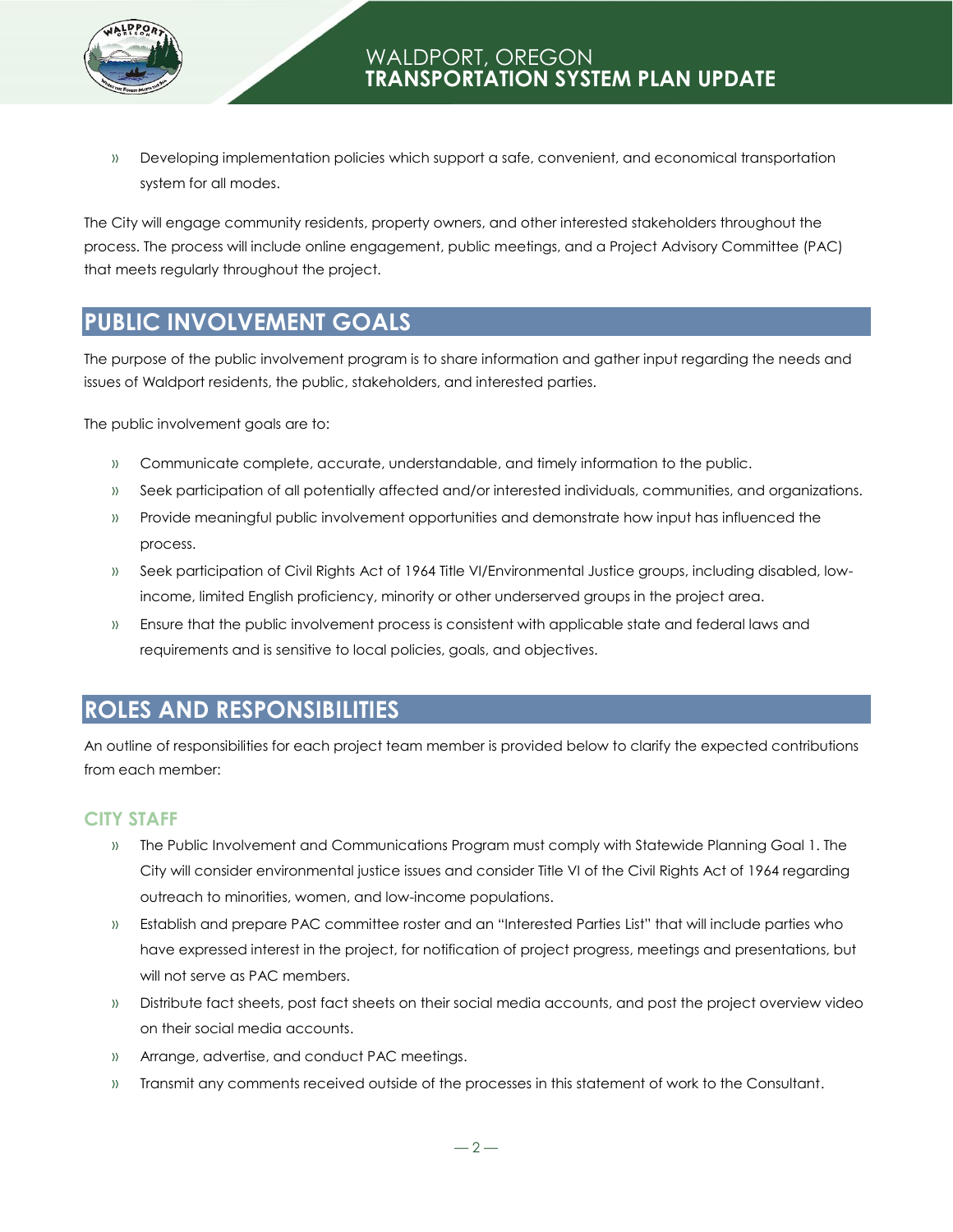- Developing implementation policies which support a safe, convenient, and economical transportation system for all modes.

The City will engage community residents, property owners, and other interested stakeholders throughout the process. The process will include online engagement, public meetings, and a Project Advisory Committee (PAC) that meets regularly throughout the project.

## PUBLIC INVOLVEMENT GOALS

The purpose of the public involvement program is to share information and gather input regarding the needs and issues of Waldport residents, the public, stakeholders, and interested parties.

The public involvement goals are to:

- Communicate complete, accurate, understandable, and timely information to the public.
- Seek participation of all potentially affected and/or interested individuals, communities, and organizations.
- Provide meaningful public involvement opportunities and demonstrate how input has influenced the process.
- Seek participation of Civil Rights Act of 1964 Title VI/Environmental Justice groups, including disabled, low-income, limited English proficiency, minority or other underserved groups in the project area.
- Ensure that the public involvement process is consistent with applicable state and federal laws and requirements and is sensitive to local policies, goals, and objectives.

## ROLES AND RESPONSIBILITIES

An outline of responsibilities for each project team member is provided below to clarify the expected contributions from each member:

### CITY STAFF

- The Public Involvement and Communications Program must comply with Statewide Planning Goal 1. The City will consider environmental justice issues and consider Title VI of the Civil Rights Act of 1964 regarding outreach to minorities, women, and low-income populations.
- Establish and prepare PAC committee roster and an "Interested Parties List" that will include parties who have expressed interest in the project, for notification of project progress, meetings and presentations, but will not serve as PAC members.
- Distribute fact sheets, post fact sheets on their social media accounts, and post the project overview video on their social media accounts.
- Arrange, advertise, and conduct PAC meetings.
- Transmit any comments received outside of the processes in this statement of work to the Consultant.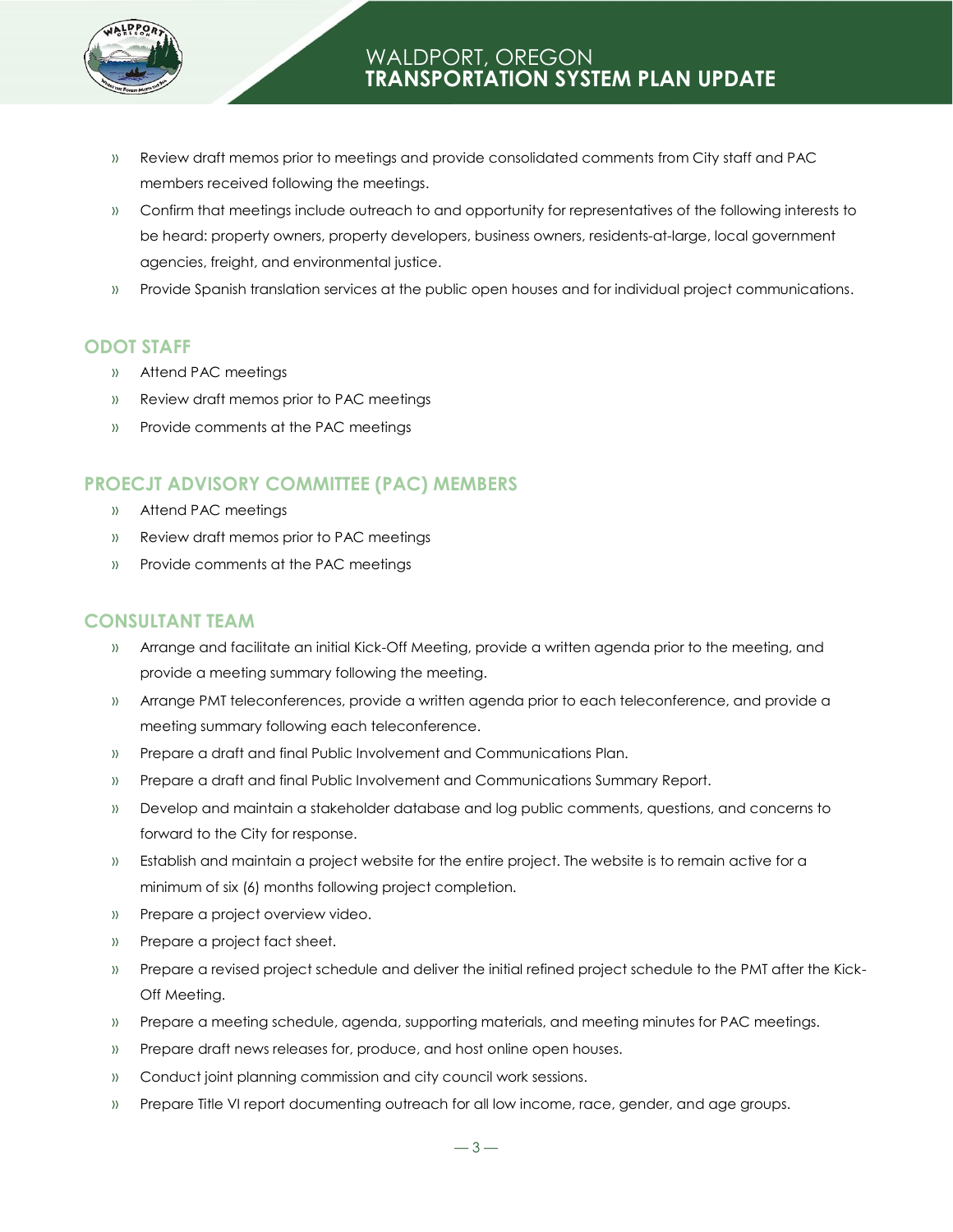- Review draft memos prior to meetings and provide consolidated comments from City staff and PAC members received following the meetings.
- Confirm that meetings include outreach to and opportunity for representatives of the following interests to be heard: property owners, property developers, business owners, residents-at-large, local government agencies, freight, and environmental justice.
- Provide Spanish translation services at the public open houses and for individual project communications.

## ODOT STAFF

- Attend PAC meetings
- Review draft memos prior to PAC meetings
- Provide comments at the PAC meetings

## PROECJT ADVISORY COMMITTEE (PAC) MEMBERS

- Attend PAC meetings
- Review draft memos prior to PAC meetings
- Provide comments at the PAC meetings

## CONSULTANT TEAM

- Arrange and facilitate an initial Kick-Off Meeting, provide a written agenda prior to the meeting, and provide a meeting summary following the meeting.
- Arrange PMT teleconferences, provide a written agenda prior to each teleconference, and provide a meeting summary following each teleconference.
- Prepare a draft and final Public Involvement and Communications Plan.
- Prepare a draft and final Public Involvement and Communications Summary Report.
- Develop and maintain a stakeholder database and log public comments, questions, and concerns to forward to the City for response.
- Establish and maintain a project website for the entire project. The website is to remain active for a minimum of six (6) months following project completion.
- Prepare a project overview video.
- Prepare a project fact sheet.
- Prepare a revised project schedule and deliver the initial refined project schedule to the PMT after the Kick-Off Meeting.
- Prepare a meeting schedule, agenda, supporting materials, and meeting minutes for PAC meetings.
- Prepare draft news releases for, produce, and host online open houses.
- Conduct joint planning commission and city council work sessions.
- Prepare Title VI report documenting outreach for all low income, race, gender, and age groups.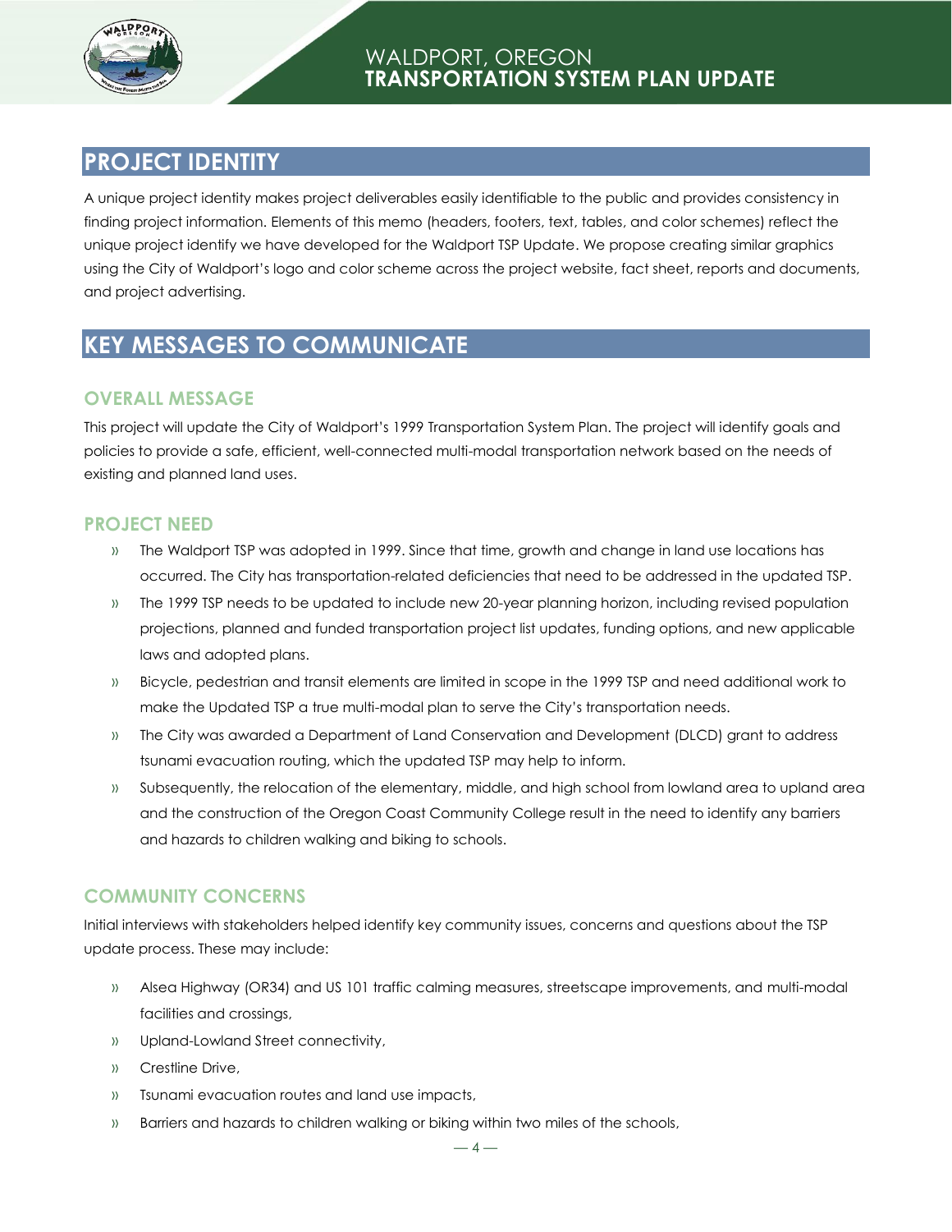## PROJECT IDENTITY

A unique project identity makes project deliverables easily identifiable to the public and provides consistency in finding project information. Elements of this memo (headers, footers, text, tables, and color schemes) reflect the unique project identify we have developed for the Waldport TSP Update. We propose creating similar graphics using the City of Waldport's logo and color scheme across the project website, fact sheet, reports and documents, and project advertising.

## KEY MESSAGES TO COMMUNICATE

### OVERALL MESSAGE

This project will update the City of Waldport's 1999 Transportation System Plan. The project will identify goals and policies to provide a safe, efficient, well-connected multi-modal transportation network based on the needs of existing and planned land uses.

### PROJECT NEED

- The Waldport TSP was adopted in 1999. Since that time, growth and change in land use locations has occurred. The City has transportation-related deficiencies that need to be addressed in the updated TSP.
- The 1999 TSP needs to be updated to include new 20-year planning horizon, including revised population projections, planned and funded transportation project list updates, funding options, and new applicable laws and adopted plans.
- Bicycle, pedestrian and transit elements are limited in scope in the 1999 TSP and need additional work to make the Updated TSP a true multi-modal plan to serve the City's transportation needs.
- The City was awarded a Department of Land Conservation and Development (DLCD) grant to address tsunami evacuation routing, which the updated TSP may help to inform.
- Subsequently, the relocation of the elementary, middle, and high school from lowland area to upland area and the construction of the Oregon Coast Community College result in the need to identify any barriers and hazards to children walking and biking to schools.

### COMMUNITY CONCERNS

Initial interviews with stakeholders helped identify key community issues, concerns and questions about the TSP update process. These may include:

- Alsea Highway (OR34) and US 101 traffic calming measures, streetscape improvements, and multi-modal facilities and crossings,
- Upland-Lowland Street connectivity,
- Crestline Drive,
- Tsunami evacuation routes and land use impacts,
- Barriers and hazards to children walking or biking within two miles of the schools,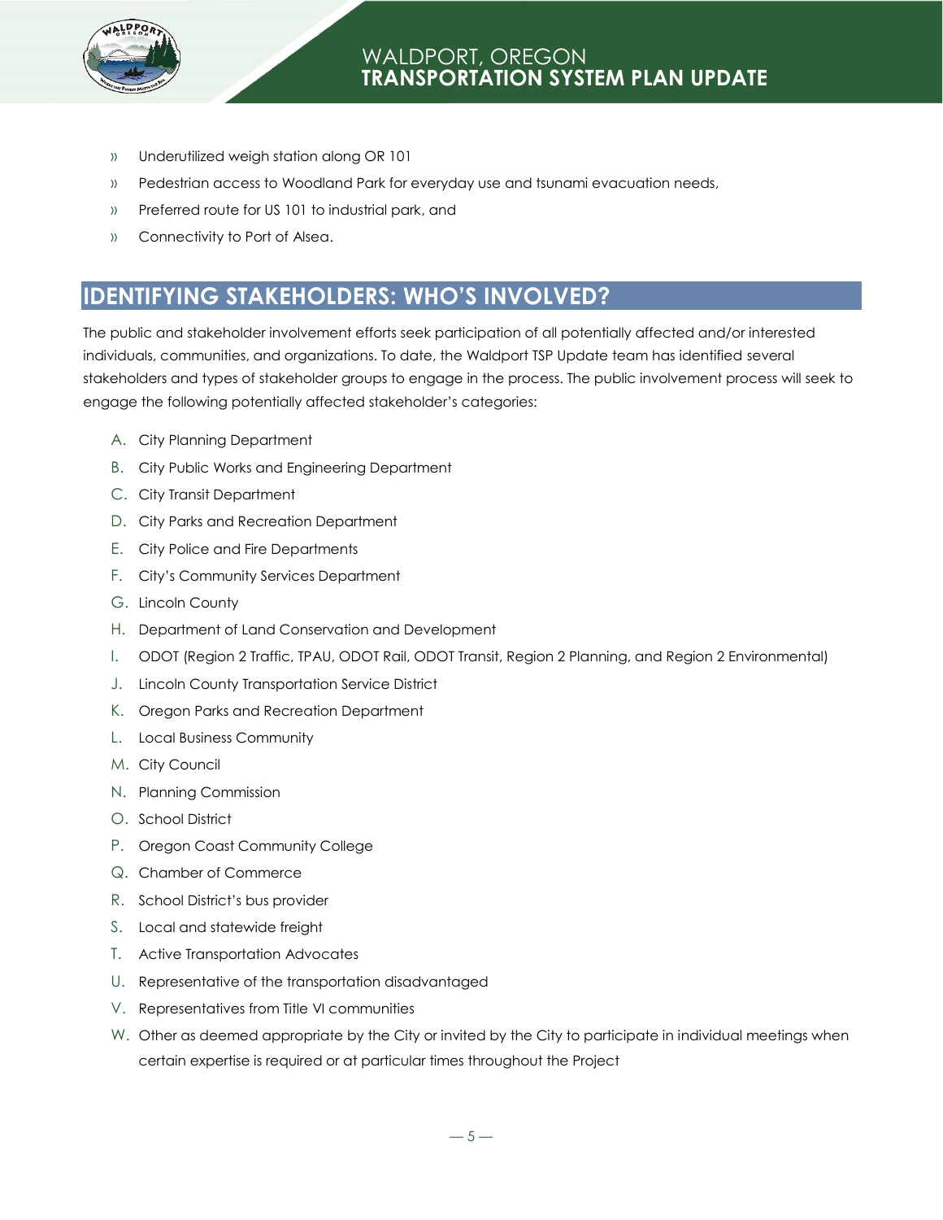- Underutilized weigh station along OR 101
- Pedestrian access to Woodland Park for everyday use and tsunami evacuation needs,
- Preferred route for US 101 to industrial park, and
- Connectivity to Port of Alsea.

## IDENTIFYING STAKEHOLDERS: WHO'S INVOLVED?

The public and stakeholder involvement efforts seek participation of all potentially affected and/or interested individuals, communities, and organizations. To date, the Waldport TSP Update team has identified several stakeholders and types of stakeholder groups to engage in the process. The public involvement process will seek to engage the following potentially affected stakeholder's categories:

A. City Planning Department
B. City Public Works and Engineering Department
C. City Transit Department
D. City Parks and Recreation Department
E. City Police and Fire Departments
F. City's Community Services Department
G. Lincoln County
H. Department of Land Conservation and Development
I. ODOT (Region 2 Traffic, TPAU, ODOT Rail, ODOT Transit, Region 2 Planning, and Region 2 Environmental)
J. Lincoln County Transportation Service District
K. Oregon Parks and Recreation Department
L. Local Business Community
M. City Council
N. Planning Commission
O. School District
P. Oregon Coast Community College
Q. Chamber of Commerce
R. School District's bus provider
S. Local and statewide freight
T. Active Transportation Advocates
U. Representative of the transportation disadvantaged
V. Representatives from Title VI communities
W. Other as deemed appropriate by the City or invited by the City to participate in individual meetings when certain expertise is required or at particular times throughout the Project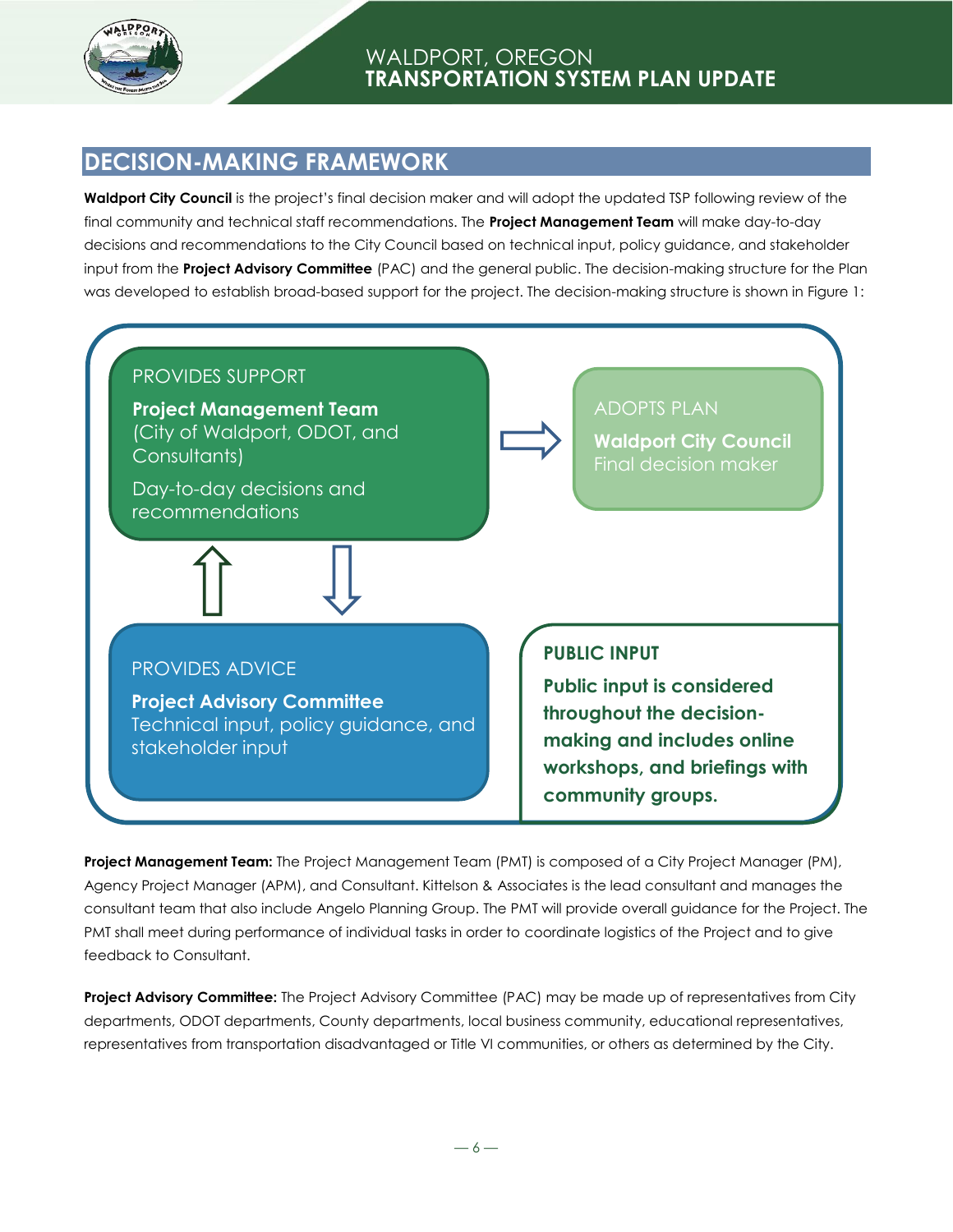## DECISION-MAKING FRAMEWORK

**Waldport City Council** is the project's final decision maker and will adopt the updated TSP following review of the final community and technical staff recommendations. The **Project Management Team** will make day-to-day decisions and recommendations to the City Council based on technical input, policy guidance, and stakeholder input from the **Project Advisory Committee** (PAC) and the general public. The decision-making structure for the Plan was developed to establish broad-based support for the project. The decision-making structure is shown in Figure 1:

PROVIDES SUPPORT

**Project Management Team**
(City of Waldport, ODOT, and Consultants)

Day-to-day decisions and recommendations

ADOPTS PLAN

**Waldport City Council**
Final decision maker

PROVIDES ADVICE

**Project Advisory Committee**
Technical input, policy guidance, and stakeholder input

**PUBLIC INPUT**

**Public input is considered throughout the decision-making and includes online workshops, and briefings with community groups.**

**Project Management Team:** The Project Management Team (PMT) is composed of a City Project Manager (PM), Agency Project Manager (APM), and Consultant. Kittelson & Associates is the lead consultant and manages the consultant team that also include Angelo Planning Group. The PMT will provide overall guidance for the Project. The PMT shall meet during performance of individual tasks in order to coordinate logistics of the Project and to give feedback to Consultant.

**Project Advisory Committee:** The Project Advisory Committee (PAC) may be made up of representatives from City departments, ODOT departments, County departments, local business community, educational representatives, representatives from transportation disadvantaged or Title VI communities, or others as determined by the City.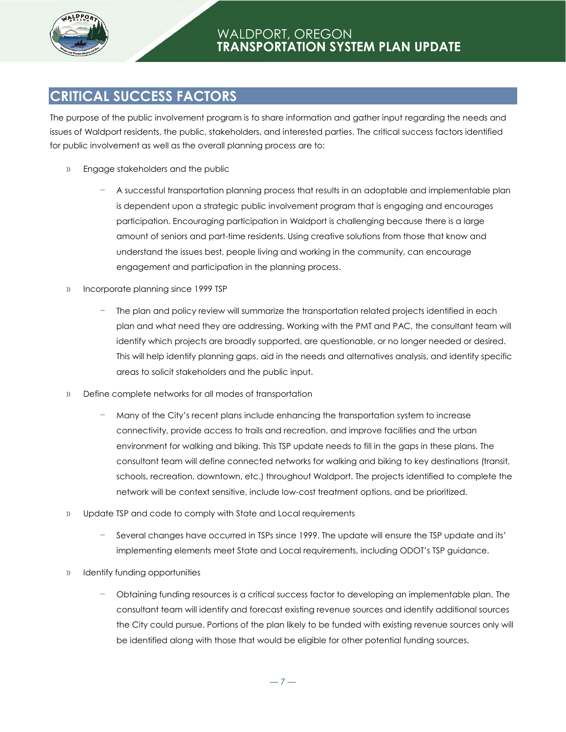## CRITICAL SUCCESS FACTORS

The purpose of the public involvement program is to share information and gather input regarding the needs and issues of Waldport residents, the public, stakeholders, and interested parties. The critical success factors identified for public involvement as well as the overall planning process are to:

- Engage stakeholders and the public
  - A successful transportation planning process that results in an adoptable and implementable plan is dependent upon a strategic public involvement program that is engaging and encourages participation. Encouraging participation in Waldport is challenging because there is a large amount of seniors and part-time residents. Using creative solutions from those that know and understand the issues best, people living and working in the community, can encourage engagement and participation in the planning process.
- Incorporate planning since 1999 TSP
  - The plan and policy review will summarize the transportation related projects identified in each plan and what need they are addressing. Working with the PMT and PAC, the consultant team will identify which projects are broadly supported, are questionable, or no longer needed or desired. This will help identify planning gaps, aid in the needs and alternatives analysis, and identify specific areas to solicit stakeholders and the public input.
- Define complete networks for all modes of transportation
  - Many of the City's recent plans include enhancing the transportation system to increase connectivity, provide access to trails and recreation, and improve facilities and the urban environment for walking and biking. This TSP update needs to fill in the gaps in these plans. The consultant team will define connected networks for walking and biking to key destinations (transit, schools, recreation, downtown, etc.) throughout Waldport. The projects identified to complete the network will be context sensitive, include low-cost treatment options, and be prioritized.
- Update TSP and code to comply with State and Local requirements
  - Several changes have occurred in TSPs since 1999. The update will ensure the TSP update and its' implementing elements meet State and Local requirements, including ODOT's TSP guidance.
- Identify funding opportunities
  - Obtaining funding resources is a critical success factor to developing an implementable plan. The consultant team will identify and forecast existing revenue sources and identify additional sources the City could pursue. Portions of the plan likely to be funded with existing revenue sources only will be identified along with those that would be eligible for other potential funding sources.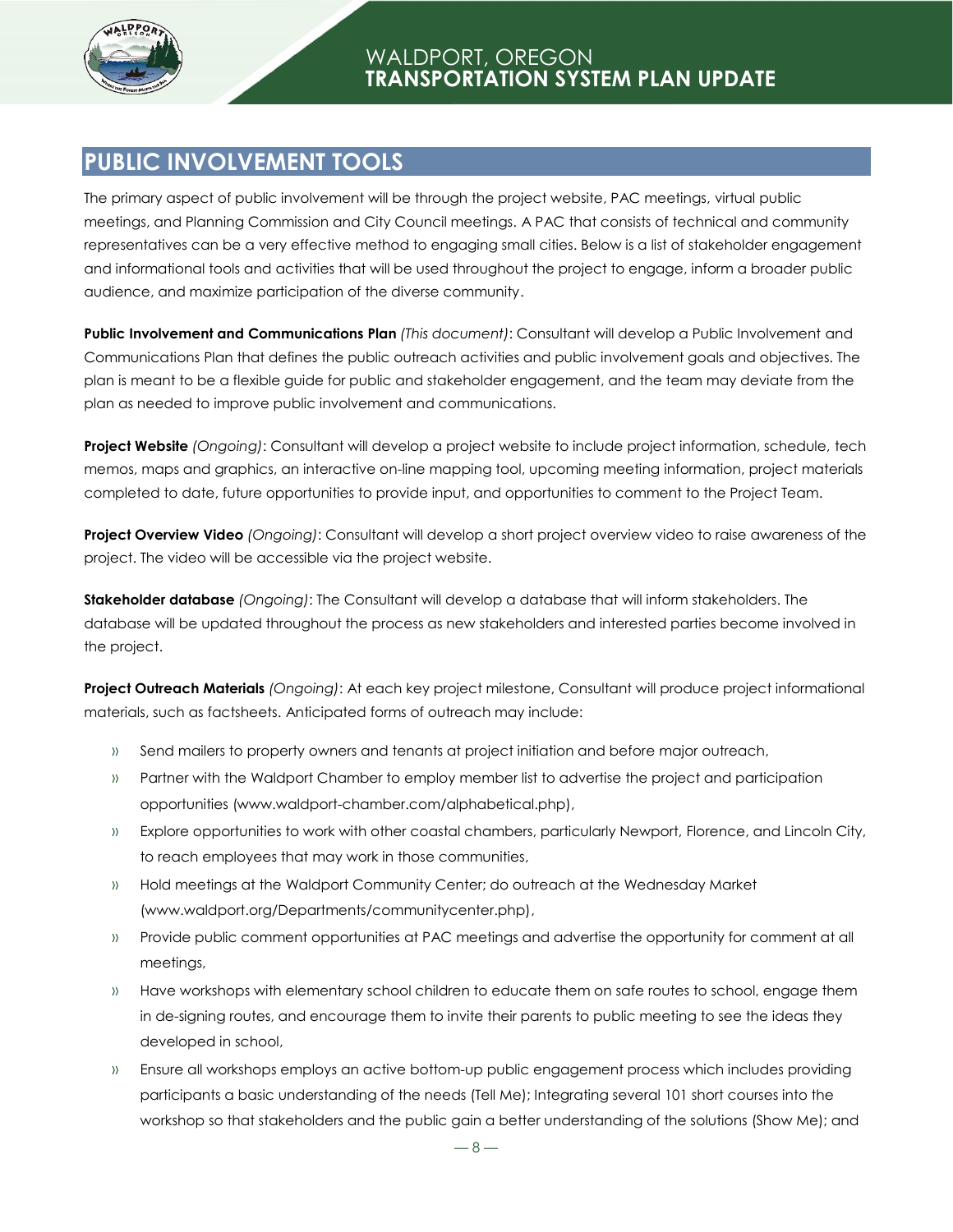## PUBLIC INVOLVEMENT TOOLS

The primary aspect of public involvement will be through the project website, PAC meetings, virtual public meetings, and Planning Commission and City Council meetings. A PAC that consists of technical and community representatives can be a very effective method to engaging small cities. Below is a list of stakeholder engagement and informational tools and activities that will be used throughout the project to engage, inform a broader public audience, and maximize participation of the diverse community.

**Public Involvement and Communications Plan** *(This document)*: Consultant will develop a Public Involvement and Communications Plan that defines the public outreach activities and public involvement goals and objectives. The plan is meant to be a flexible guide for public and stakeholder engagement, and the team may deviate from the plan as needed to improve public involvement and communications.

**Project Website** *(Ongoing)*: Consultant will develop a project website to include project information, schedule, tech memos, maps and graphics, an interactive on-line mapping tool, upcoming meeting information, project materials completed to date, future opportunities to provide input, and opportunities to comment to the Project Team.

**Project Overview Video** *(Ongoing)*: Consultant will develop a short project overview video to raise awareness of the project. The video will be accessible via the project website.

**Stakeholder database** *(Ongoing)*: The Consultant will develop a database that will inform stakeholders. The database will be updated throughout the process as new stakeholders and interested parties become involved in the project.

**Project Outreach Materials** *(Ongoing)*: At each key project milestone, Consultant will produce project informational materials, such as factsheets. Anticipated forms of outreach may include:

- Send mailers to property owners and tenants at project initiation and before major outreach,
- Partner with the Waldport Chamber to employ member list to advertise the project and participation opportunities (www.waldport-chamber.com/alphabetical.php),
- Explore opportunities to work with other coastal chambers, particularly Newport, Florence, and Lincoln City, to reach employees that may work in those communities,
- Hold meetings at the Waldport Community Center; do outreach at the Wednesday Market (www.waldport.org/Departments/communitycenter.php),
- Provide public comment opportunities at PAC meetings and advertise the opportunity for comment at all meetings,
- Have workshops with elementary school children to educate them on safe routes to school, engage them in de-signing routes, and encourage them to invite their parents to public meeting to see the ideas they developed in school,
- Ensure all workshops employs an active bottom-up public engagement process which includes providing participants a basic understanding of the needs (Tell Me); Integrating several 101 short courses into the workshop so that stakeholders and the public gain a better understanding of the solutions (Show Me); and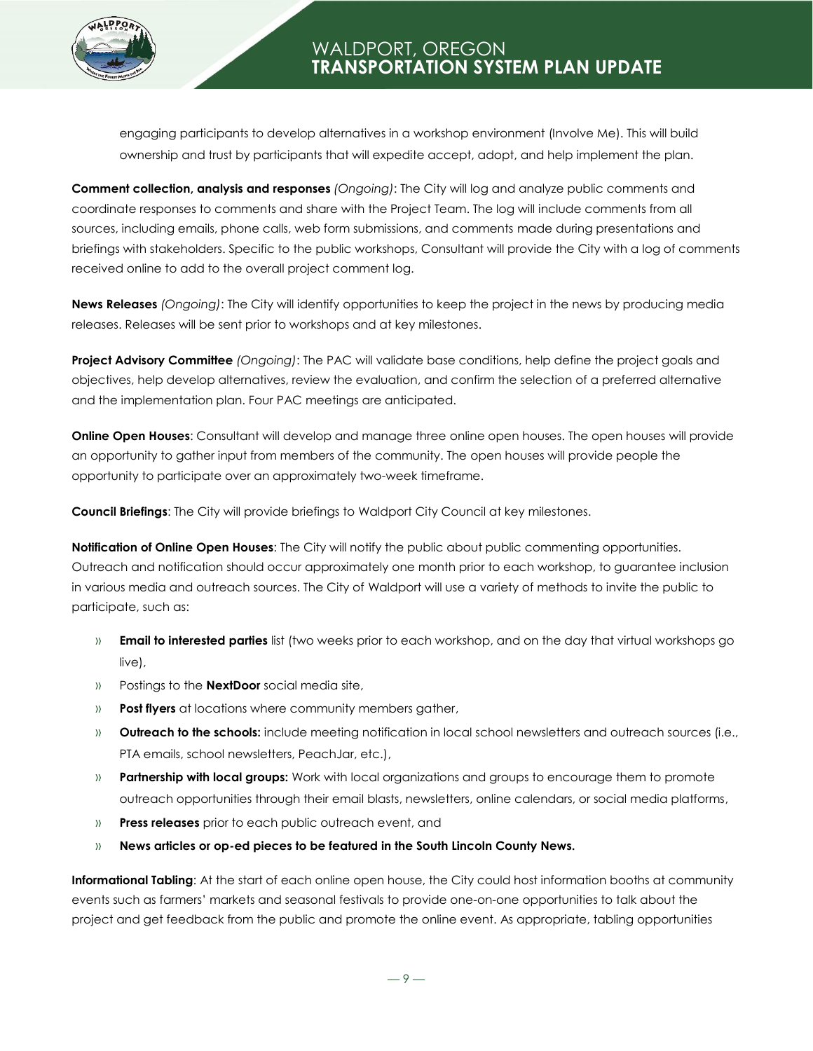engaging participants to develop alternatives in a workshop environment (Involve Me). This will build ownership and trust by participants that will expedite accept, adopt, and help implement the plan.

**Comment collection, analysis and responses** *(Ongoing)*: The City will log and analyze public comments and coordinate responses to comments and share with the Project Team. The log will include comments from all sources, including emails, phone calls, web form submissions, and comments made during presentations and briefings with stakeholders. Specific to the public workshops, Consultant will provide the City with a log of comments received online to add to the overall project comment log.

**News Releases** *(Ongoing)*: The City will identify opportunities to keep the project in the news by producing media releases. Releases will be sent prior to workshops and at key milestones.

**Project Advisory Committee** *(Ongoing)*: The PAC will validate base conditions, help define the project goals and objectives, help develop alternatives, review the evaluation, and confirm the selection of a preferred alternative and the implementation plan. Four PAC meetings are anticipated.

**Online Open Houses**: Consultant will develop and manage three online open houses. The open houses will provide an opportunity to gather input from members of the community. The open houses will provide people the opportunity to participate over an approximately two-week timeframe.

**Council Briefings**: The City will provide briefings to Waldport City Council at key milestones.

**Notification of Online Open Houses**: The City will notify the public about public commenting opportunities. Outreach and notification should occur approximately one month prior to each workshop, to guarantee inclusion in various media and outreach sources. The City of Waldport will use a variety of methods to invite the public to participate, such as:

- **Email to interested parties** list (two weeks prior to each workshop, and on the day that virtual workshops go live),
- Postings to the **NextDoor** social media site,
- **Post flyers** at locations where community members gather,
- **Outreach to the schools:** include meeting notification in local school newsletters and outreach sources (i.e., PTA emails, school newsletters, PeachJar, etc.),
- **Partnership with local groups:** Work with local organizations and groups to encourage them to promote outreach opportunities through their email blasts, newsletters, online calendars, or social media platforms,
- **Press releases** prior to each public outreach event, and
- **News articles or op-ed pieces to be featured in the South Lincoln County News.**

**Informational Tabling**: At the start of each online open house, the City could host information booths at community events such as farmers' markets and seasonal festivals to provide one-on-one opportunities to talk about the project and get feedback from the public and promote the online event. As appropriate, tabling opportunities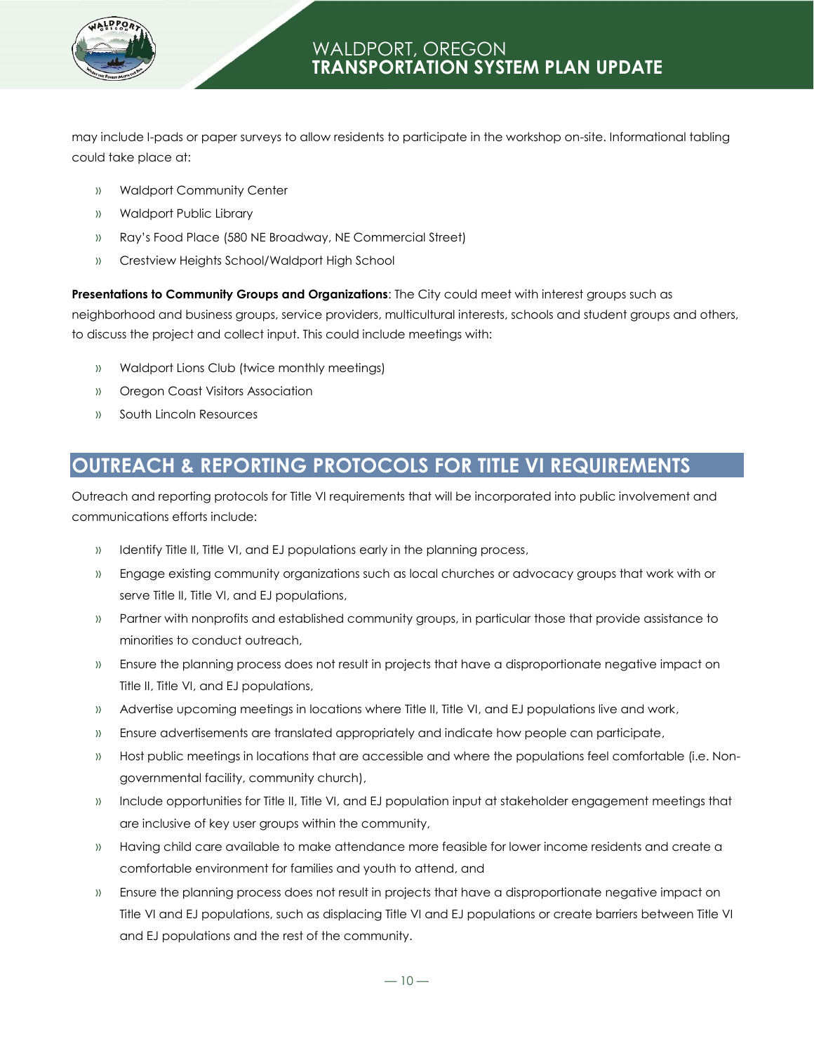may include I-pads or paper surveys to allow residents to participate in the workshop on-site. Informational tabling could take place at:

- Waldport Community Center
- Waldport Public Library
- Ray's Food Place (580 NE Broadway, NE Commercial Street)
- Crestview Heights School/Waldport High School

**Presentations to Community Groups and Organizations**: The City could meet with interest groups such as neighborhood and business groups, service providers, multicultural interests, schools and student groups and others, to discuss the project and collect input. This could include meetings with:

- Waldport Lions Club (twice monthly meetings)
- Oregon Coast Visitors Association
- South Lincoln Resources

## OUTREACH & REPORTING PROTOCOLS FOR TITLE VI REQUIREMENTS

Outreach and reporting protocols for Title VI requirements that will be incorporated into public involvement and communications efforts include:

- Identify Title II, Title VI, and EJ populations early in the planning process,
- Engage existing community organizations such as local churches or advocacy groups that work with or serve Title II, Title VI, and EJ populations,
- Partner with nonprofits and established community groups, in particular those that provide assistance to minorities to conduct outreach,
- Ensure the planning process does not result in projects that have a disproportionate negative impact on Title II, Title VI, and EJ populations,
- Advertise upcoming meetings in locations where Title II, Title VI, and EJ populations live and work,
- Ensure advertisements are translated appropriately and indicate how people can participate,
- Host public meetings in locations that are accessible and where the populations feel comfortable (i.e. Non-governmental facility, community church),
- Include opportunities for Title II, Title VI, and EJ population input at stakeholder engagement meetings that are inclusive of key user groups within the community,
- Having child care available to make attendance more feasible for lower income residents and create a comfortable environment for families and youth to attend, and
- Ensure the planning process does not result in projects that have a disproportionate negative impact on Title VI and EJ populations, such as displacing Title VI and EJ populations or create barriers between Title VI and EJ populations and the rest of the community.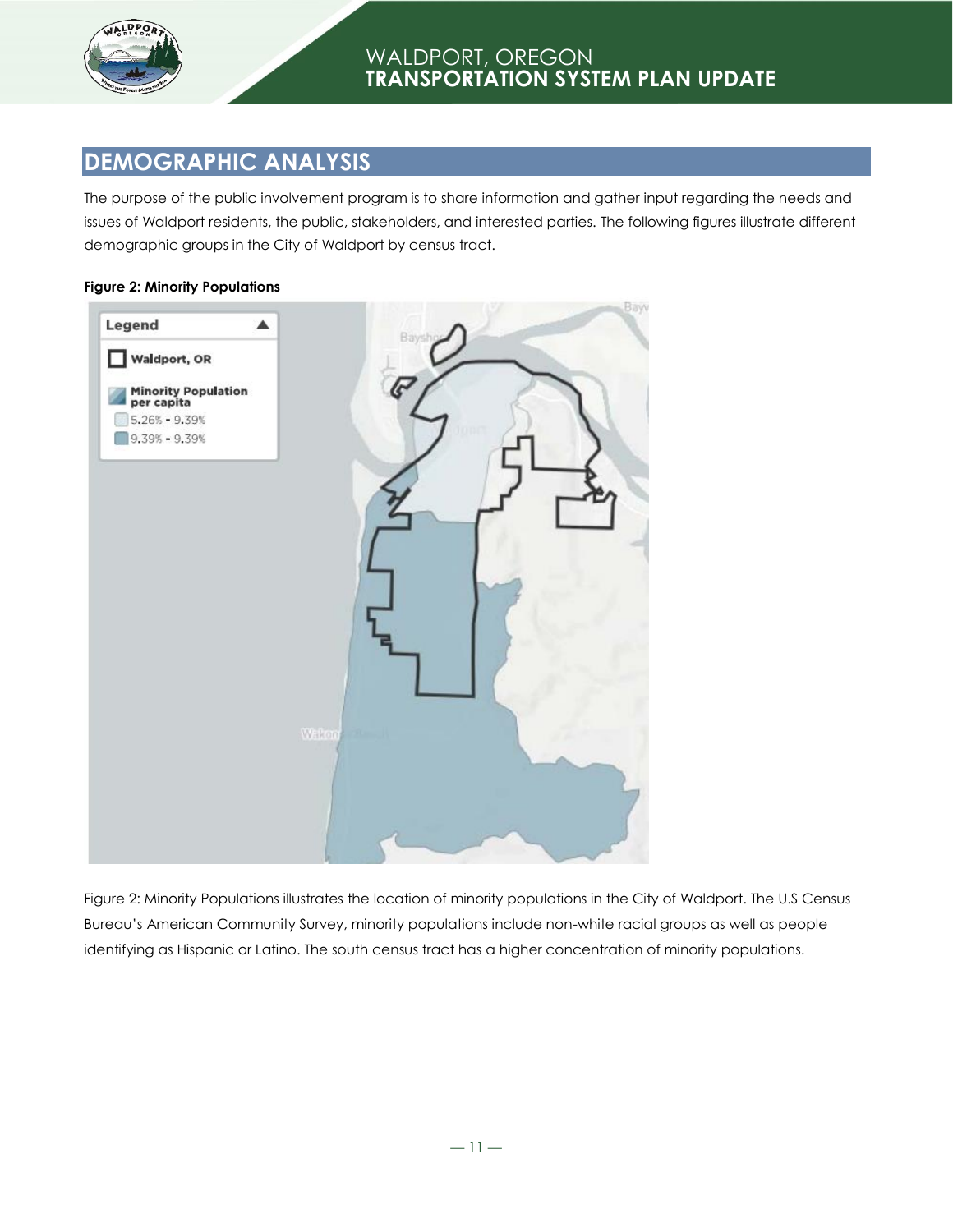## DEMOGRAPHIC ANALYSIS

The purpose of the public involvement program is to share information and gather input regarding the needs and issues of Waldport residents, the public, stakeholders, and interested parties. The following figures illustrate different demographic groups in the City of Waldport by census tract.

**Figure 2: Minority Populations**

Figure 2: Minority Populations illustrates the location of minority populations in the City of Waldport. The U.S Census Bureau's American Community Survey, minority populations include non-white racial groups as well as people identifying as Hispanic or Latino. The south census tract has a higher concentration of minority populations.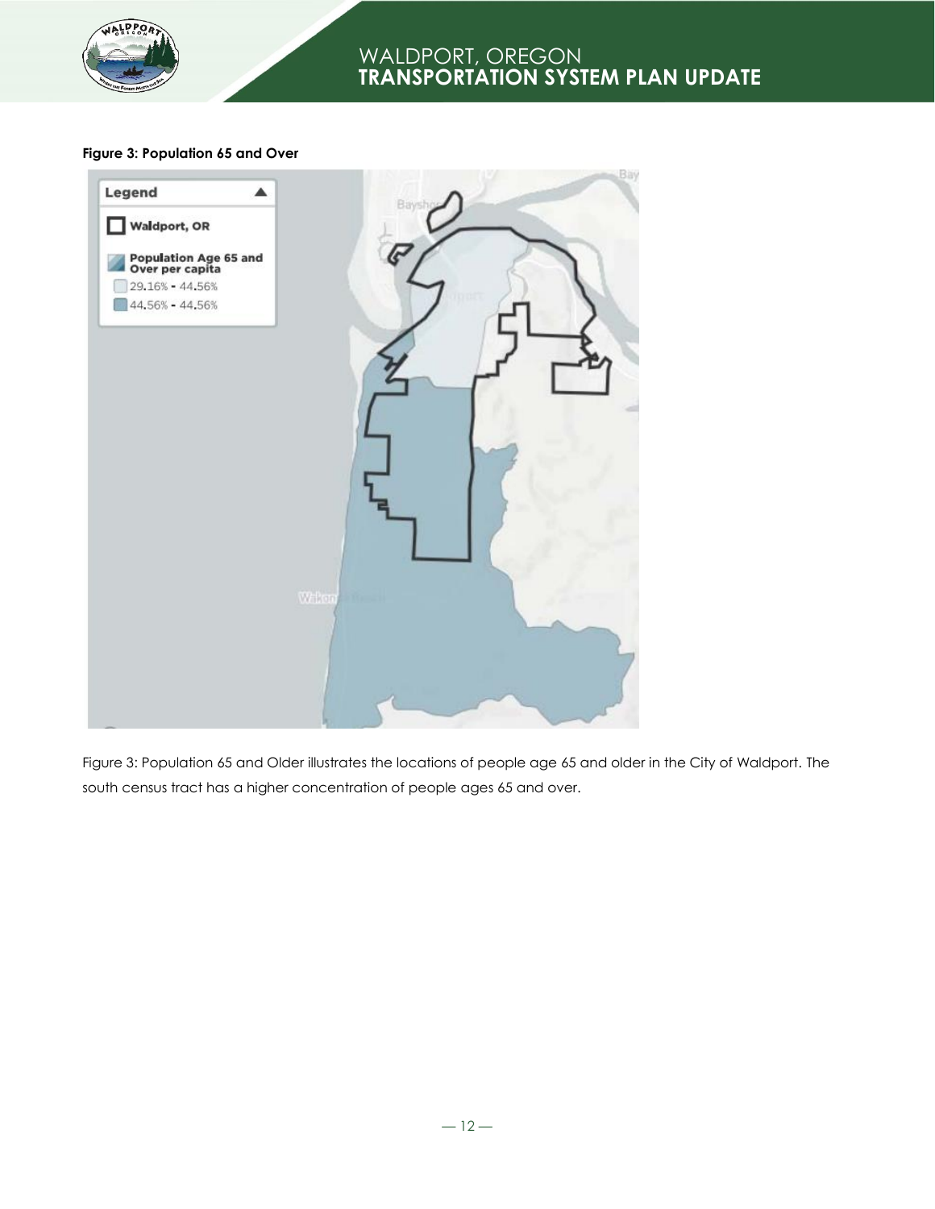**Figure 3: Population 65 and Over**

Legend

Waldport, OR

Population Age 65 and Over per capita

29.16% - 44.56%

44.56% - 44.56%

Figure 3: Population 65 and Older illustrates the locations of people age 65 and older in the City of Waldport. The south census tract has a higher concentration of people ages 65 and over.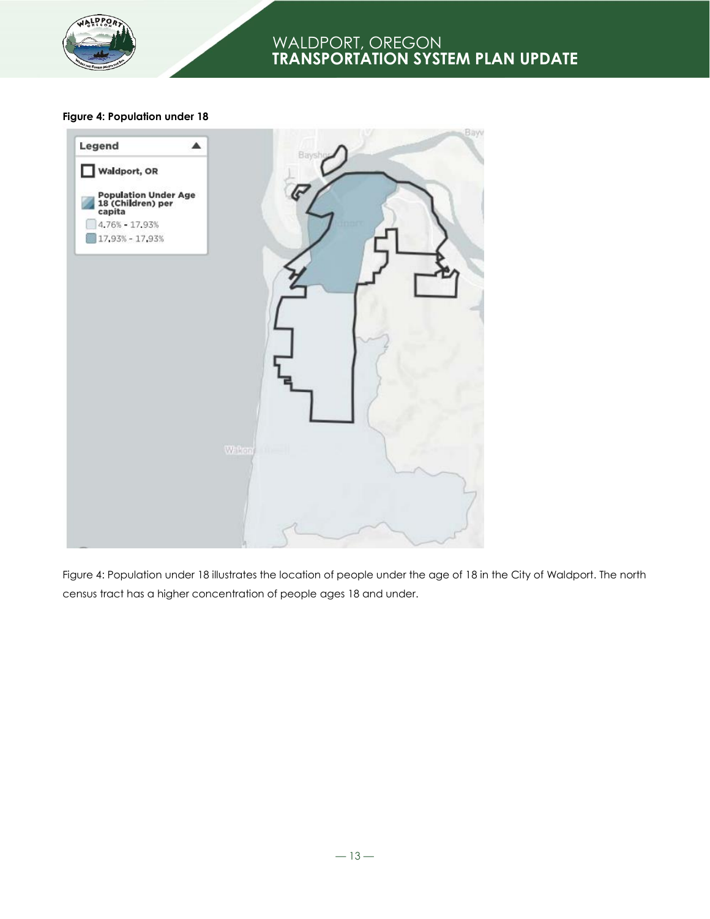**Figure 4: Population under 18**

Figure 4: Population under 18 illustrates the location of people under the age of 18 in the City of Waldport. The north census tract has a higher concentration of people ages 18 and under.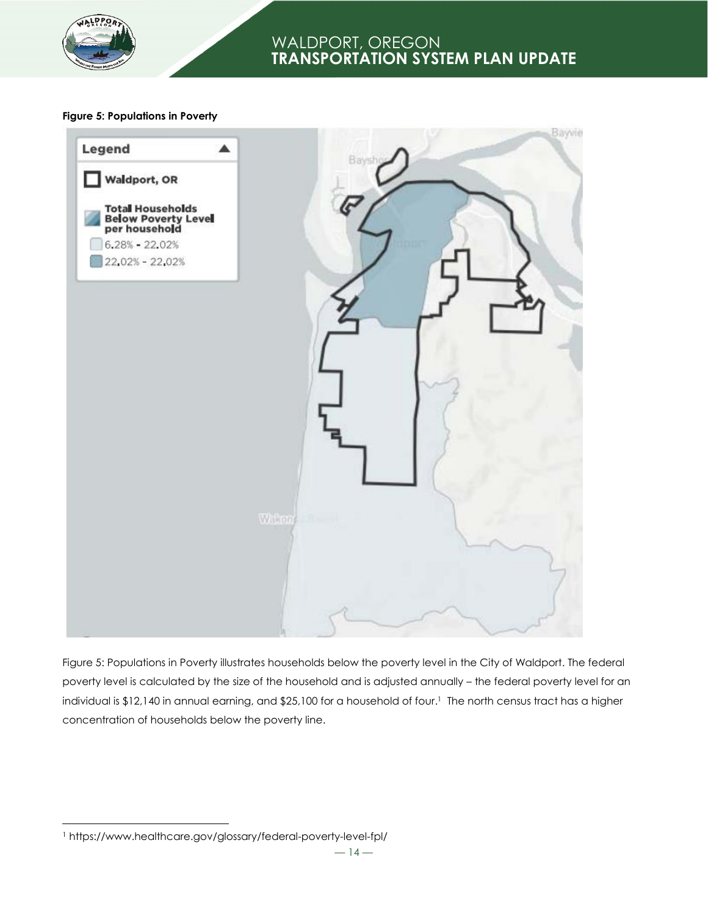**Figure 5: Populations in Poverty**

Figure 5: Populations in Poverty illustrates households below the poverty level in the City of Waldport. The federal poverty level is calculated by the size of the household and is adjusted annually – the federal poverty level for an individual is $12,140 in annual earning, and $25,100 for a household of four.[1] The north census tract has a higher concentration of households below the poverty line.

[1] https://www.healthcare.gov/glossary/federal-poverty-level-fpl/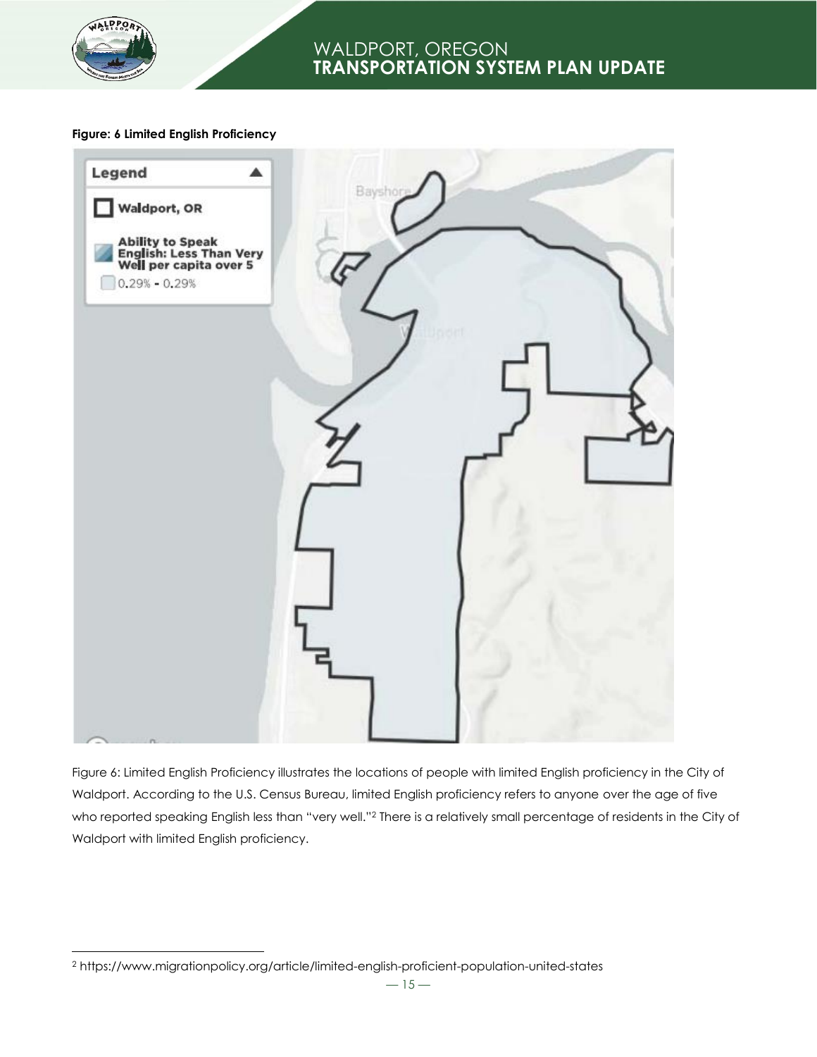**Figure: 6 Limited English Proficiency**

Legend

Waldport, OR

Ability to Speak English: Less Than Very Well per capita over 5

0.29% - 0.29%

Bayshore

Waldport

Figure 6: Limited English Proficiency illustrates the locations of people with limited English proficiency in the City of Waldport. According to the U.S. Census Bureau, limited English proficiency refers to anyone over the age of five who reported speaking English less than "very well."[2] There is a relatively small percentage of residents in the City of Waldport with limited English proficiency.

[2] https://www.migrationpolicy.org/article/limited-english-proficient-population-united-states